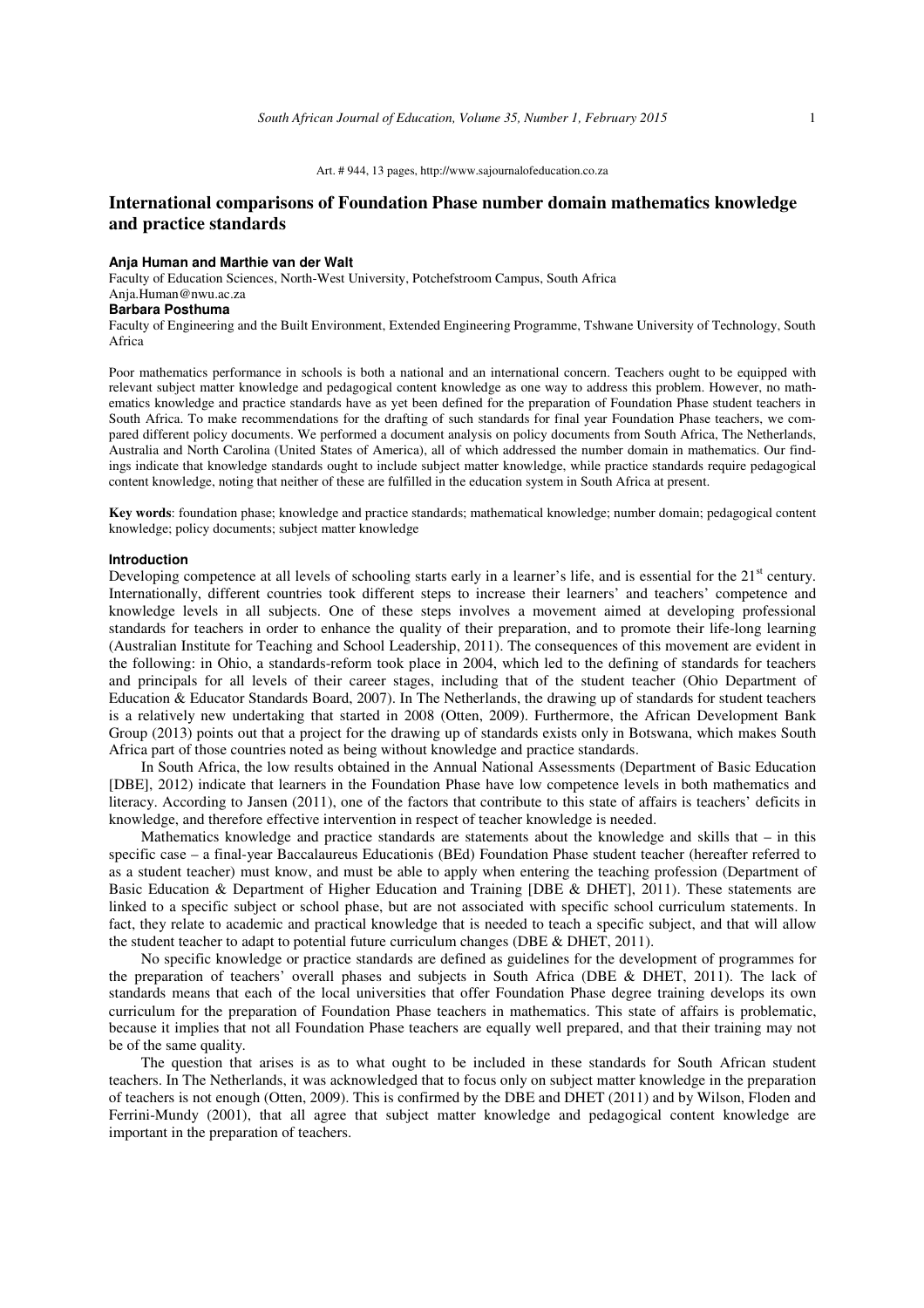Art. # 944, 13 pages, http://www.sajournalofeducation.co.za

# International comparisons of Foundation Phase number domain mathematics knowledge and practice standards

**Anja Human and Marthie van der Walt**
Faculty of Education Sciences, North-West University, Potchefstroom Campus, South Africa
Anja.Human@nwu.ac.za
**Barbara Posthuma**
Faculty of Engineering and the Built Environment, Extended Engineering Programme, Tshwane University of Technology, South Africa

Poor mathematics performance in schools is both a national and an international concern. Teachers ought to be equipped with relevant subject matter knowledge and pedagogical content knowledge as one way to address this problem. However, no mathematics knowledge and practice standards have as yet been defined for the preparation of Foundation Phase student teachers in South Africa. To make recommendations for the drafting of such standards for final year Foundation Phase teachers, we compared different policy documents. We performed a document analysis on policy documents from South Africa, The Netherlands, Australia and North Carolina (United States of America), all of which addressed the number domain in mathematics. Our findings indicate that knowledge standards ought to include subject matter knowledge, while practice standards require pedagogical content knowledge, noting that neither of these are fulfilled in the education system in South Africa at present.

**Key words**: foundation phase; knowledge and practice standards; mathematical knowledge; number domain; pedagogical content knowledge; policy documents; subject matter knowledge

## Introduction

Developing competence at all levels of schooling starts early in a learner's life, and is essential for the 21st century. Internationally, different countries took different steps to increase their learners' and teachers' competence and knowledge levels in all subjects. One of these steps involves a movement aimed at developing professional standards for teachers in order to enhance the quality of their preparation, and to promote their life-long learning (Australian Institute for Teaching and School Leadership, 2011). The consequences of this movement are evident in the following: in Ohio, a standards-reform took place in 2004, which led to the defining of standards for teachers and principals for all levels of their career stages, including that of the student teacher (Ohio Department of Education & Educator Standards Board, 2007). In The Netherlands, the drawing up of standards for student teachers is a relatively new undertaking that started in 2008 (Otten, 2009). Furthermore, the African Development Bank Group (2013) points out that a project for the drawing up of standards exists only in Botswana, which makes South Africa part of those countries noted as being without knowledge and practice standards.

In South Africa, the low results obtained in the Annual National Assessments (Department of Basic Education [DBE], 2012) indicate that learners in the Foundation Phase have low competence levels in both mathematics and literacy. According to Jansen (2011), one of the factors that contribute to this state of affairs is teachers' deficits in knowledge, and therefore effective intervention in respect of teacher knowledge is needed.

Mathematics knowledge and practice standards are statements about the knowledge and skills that – in this specific case – a final-year Baccalaureus Educationis (BEd) Foundation Phase student teacher (hereafter referred to as a student teacher) must know, and must be able to apply when entering the teaching profession (Department of Basic Education & Department of Higher Education and Training [DBE & DHET], 2011). These statements are linked to a specific subject or school phase, but are not associated with specific school curriculum statements. In fact, they relate to academic and practical knowledge that is needed to teach a specific subject, and that will allow the student teacher to adapt to potential future curriculum changes (DBE & DHET, 2011).

No specific knowledge or practice standards are defined as guidelines for the development of programmes for the preparation of teachers' overall phases and subjects in South Africa (DBE & DHET, 2011). The lack of standards means that each of the local universities that offer Foundation Phase degree training develops its own curriculum for the preparation of Foundation Phase teachers in mathematics. This state of affairs is problematic, because it implies that not all Foundation Phase teachers are equally well prepared, and that their training may not be of the same quality.

The question that arises is as to what ought to be included in these standards for South African student teachers. In The Netherlands, it was acknowledged that to focus only on subject matter knowledge in the preparation of teachers is not enough (Otten, 2009). This is confirmed by the DBE and DHET (2011) and by Wilson, Floden and Ferrini-Mundy (2001), that all agree that subject matter knowledge and pedagogical content knowledge are important in the preparation of teachers.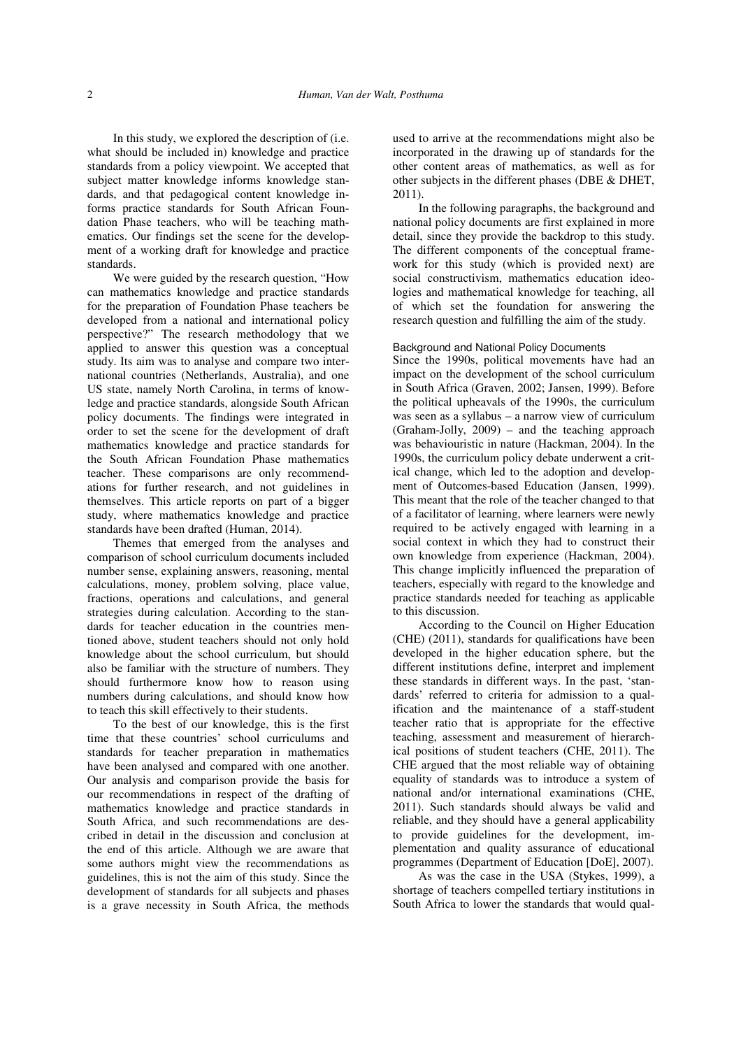In this study, we explored the description of (i.e. what should be included in) knowledge and practice standards from a policy viewpoint. We accepted that subject matter knowledge informs knowledge standards, and that pedagogical content knowledge informs practice standards for South African Foundation Phase teachers, who will be teaching mathematics. Our findings set the scene for the development of a working draft for knowledge and practice standards.

We were guided by the research question, "How can mathematics knowledge and practice standards for the preparation of Foundation Phase teachers be developed from a national and international policy perspective?" The research methodology that we applied to answer this question was a conceptual study. Its aim was to analyse and compare two international countries (Netherlands, Australia), and one US state, namely North Carolina, in terms of knowledge and practice standards, alongside South African policy documents. The findings were integrated in order to set the scene for the development of draft mathematics knowledge and practice standards for the South African Foundation Phase mathematics teacher. These comparisons are only recommendations for further research, and not guidelines in themselves. This article reports on part of a bigger study, where mathematics knowledge and practice standards have been drafted (Human, 2014).

Themes that emerged from the analyses and comparison of school curriculum documents included number sense, explaining answers, reasoning, mental calculations, money, problem solving, place value, fractions, operations and calculations, and general strategies during calculation. According to the standards for teacher education in the countries mentioned above, student teachers should not only hold knowledge about the school curriculum, but should also be familiar with the structure of numbers. They should furthermore know how to reason using numbers during calculations, and should know how to teach this skill effectively to their students.

To the best of our knowledge, this is the first time that these countries' school curriculums and standards for teacher preparation in mathematics have been analysed and compared with one another. Our analysis and comparison provide the basis for our recommendations in respect of the drafting of mathematics knowledge and practice standards in South Africa, and such recommendations are described in detail in the discussion and conclusion at the end of this article. Although we are aware that some authors might view the recommendations as guidelines, this is not the aim of this study. Since the development of standards for all subjects and phases is a grave necessity in South Africa, the methods used to arrive at the recommendations might also be incorporated in the drawing up of standards for the other content areas of mathematics, as well as for other subjects in the different phases (DBE & DHET, 2011).

In the following paragraphs, the background and national policy documents are first explained in more detail, since they provide the backdrop to this study. The different components of the conceptual framework for this study (which is provided next) are social constructivism, mathematics education ideologies and mathematical knowledge for teaching, all of which set the foundation for answering the research question and fulfilling the aim of the study.

## Background and National Policy Documents

Since the 1990s, political movements have had an impact on the development of the school curriculum in South Africa (Graven, 2002; Jansen, 1999). Before the political upheavals of the 1990s, the curriculum was seen as a syllabus – a narrow view of curriculum (Graham-Jolly, 2009) – and the teaching approach was behaviouristic in nature (Hackman, 2004). In the 1990s, the curriculum policy debate underwent a critical change, which led to the adoption and development of Outcomes-based Education (Jansen, 1999). This meant that the role of the teacher changed to that of a facilitator of learning, where learners were newly required to be actively engaged with learning in a social context in which they had to construct their own knowledge from experience (Hackman, 2004). This change implicitly influenced the preparation of teachers, especially with regard to the knowledge and practice standards needed for teaching as applicable to this discussion.

According to the Council on Higher Education (CHE) (2011), standards for qualifications have been developed in the higher education sphere, but the different institutions define, interpret and implement these standards in different ways. In the past, 'standards' referred to criteria for admission to a qualification and the maintenance of a staff-student teacher ratio that is appropriate for the effective teaching, assessment and measurement of hierarchical positions of student teachers (CHE, 2011). The CHE argued that the most reliable way of obtaining equality of standards was to introduce a system of national and/or international examinations (CHE, 2011). Such standards should always be valid and reliable, and they should have a general applicability to provide guidelines for the development, implementation and quality assurance of educational programmes (Department of Education [DoE], 2007).

As was the case in the USA (Stykes, 1999), a shortage of teachers compelled tertiary institutions in South Africa to lower the standards that would qual-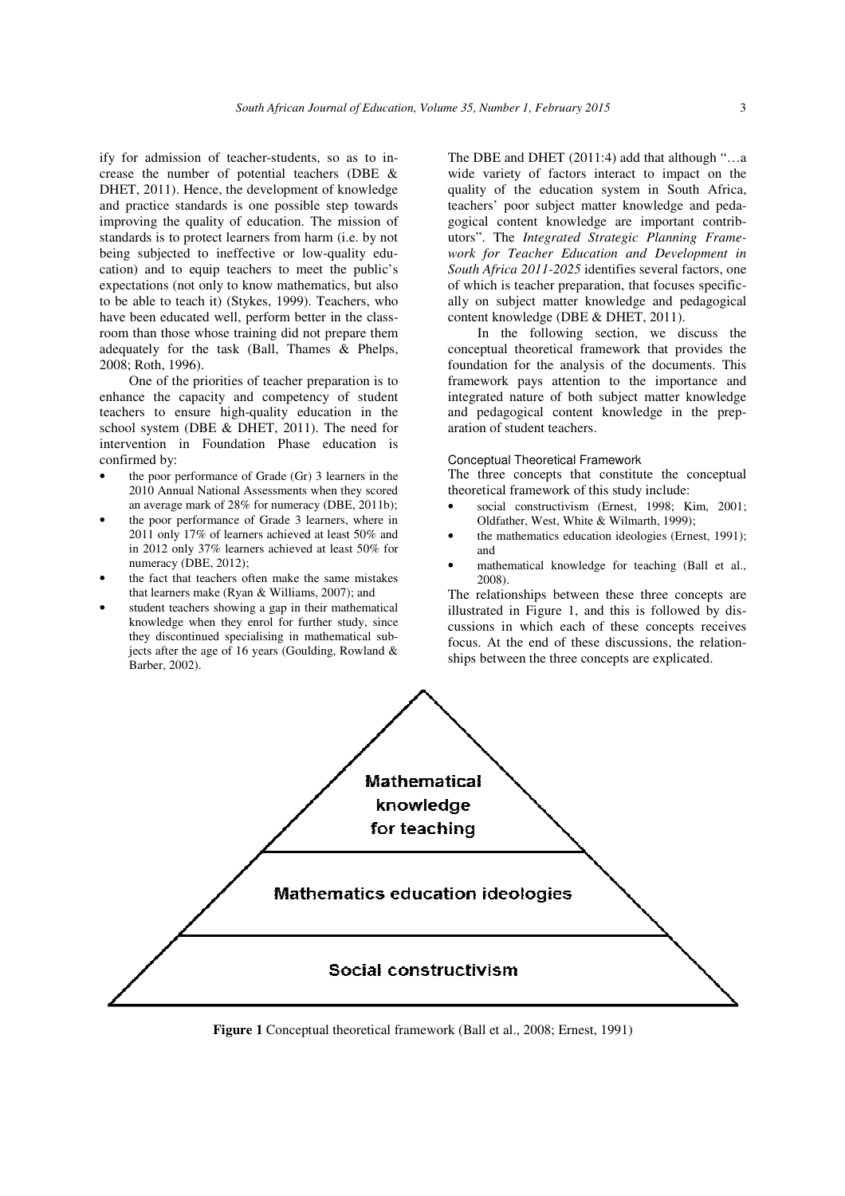ify for admission of teacher-students, so as to increase the number of potential teachers (DBE & DHET, 2011). Hence, the development of knowledge and practice standards is one possible step towards improving the quality of education. The mission of standards is to protect learners from harm (i.e. by not being subjected to ineffective or low-quality education) and to equip teachers to meet the public's expectations (not only to know mathematics, but also to be able to teach it) (Stykes, 1999). Teachers, who have been educated well, perform better in the classroom than those whose training did not prepare them adequately for the task (Ball, Thames & Phelps, 2008; Roth, 1996).

One of the priorities of teacher preparation is to enhance the capacity and competency of student teachers to ensure high-quality education in the school system (DBE & DHET, 2011). The need for intervention in Foundation Phase education is confirmed by:

- the poor performance of Grade (Gr) 3 learners in the 2010 Annual National Assessments when they scored an average mark of 28% for numeracy (DBE, 2011b);
- the poor performance of Grade 3 learners, where in 2011 only 17% of learners achieved at least 50% and in 2012 only 37% learners achieved at least 50% for numeracy (DBE, 2012);
- the fact that teachers often make the same mistakes that learners make (Ryan & Williams, 2007); and
- student teachers showing a gap in their mathematical knowledge when they enrol for further study, since they discontinued specialising in mathematical subjects after the age of 16 years (Goulding, Rowland & Barber, 2002).

The DBE and DHET (2011:4) add that although "…a wide variety of factors interact to impact on the quality of the education system in South Africa, teachers' poor subject matter knowledge and pedagogical content knowledge are important contributors". The *Integrated Strategic Planning Framework for Teacher Education and Development in South Africa 2011-2025* identifies several factors, one of which is teacher preparation, that focuses specifically on subject matter knowledge and pedagogical content knowledge (DBE & DHET, 2011).

In the following section, we discuss the conceptual theoretical framework that provides the foundation for the analysis of the documents. This framework pays attention to the importance and integrated nature of both subject matter knowledge and pedagogical content knowledge in the preparation of student teachers.

### Conceptual Theoretical Framework

The three concepts that constitute the conceptual theoretical framework of this study include:

- social constructivism (Ernest, 1998; Kim, 2001; Oldfather, West, White & Wilmarth, 1999);
- the mathematics education ideologies (Ernest, 1991); and
- mathematical knowledge for teaching (Ball et al., 2008).

The relationships between these three concepts are illustrated in Figure 1, and this is followed by discussions in which each of these concepts receives focus. At the end of these discussions, the relationships between the three concepts are explicated.

Mathematical knowledge for teaching

Mathematics education ideologies

Social constructivism

**Figure 1** Conceptual theoretical framework (Ball et al., 2008; Ernest, 1991)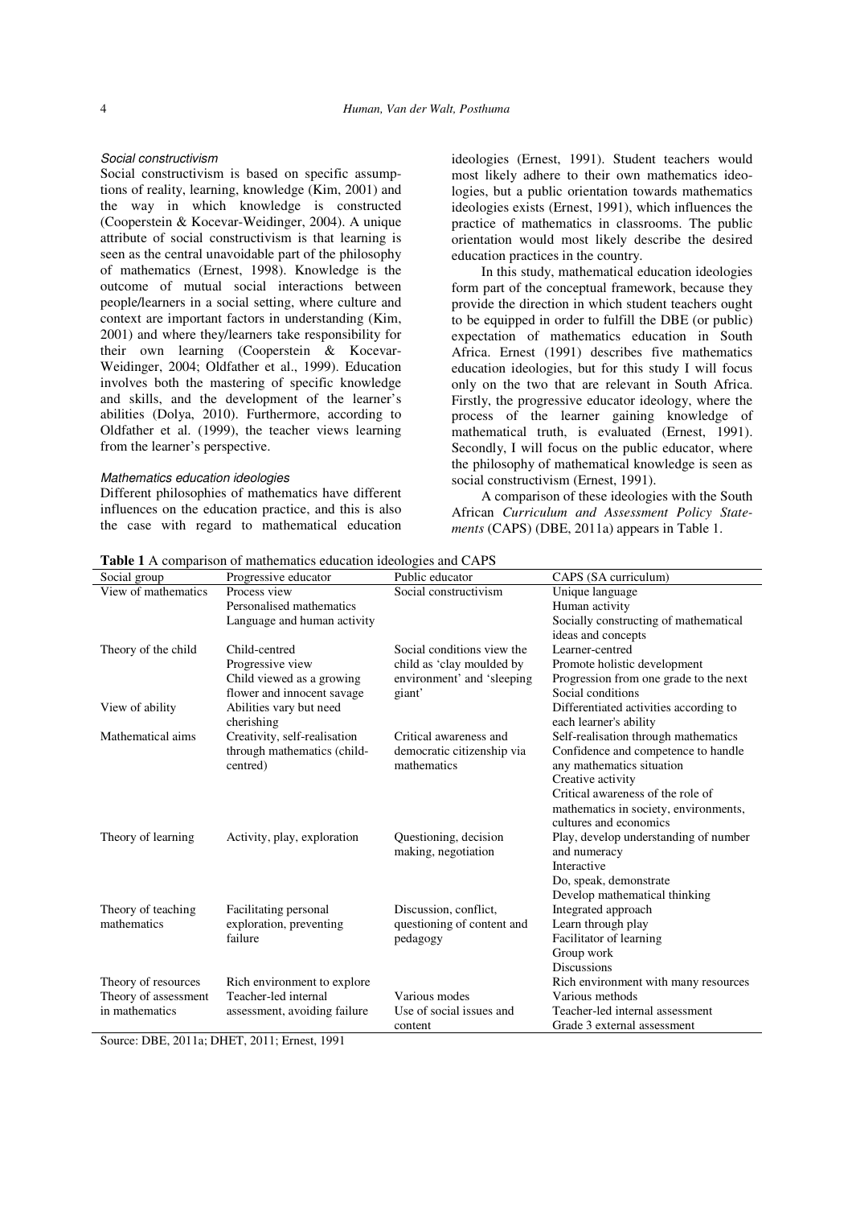### *Social constructivism*

Social constructivism is based on specific assumptions of reality, learning, knowledge (Kim, 2001) and the way in which knowledge is constructed (Cooperstein & Kocevar-Weidinger, 2004). A unique attribute of social constructivism is that learning is seen as the central unavoidable part of the philosophy of mathematics (Ernest, 1998). Knowledge is the outcome of mutual social interactions between people/learners in a social setting, where culture and context are important factors in understanding (Kim, 2001) and where they/learners take responsibility for their own learning (Cooperstein & Kocevar-Weidinger, 2004; Oldfather et al., 1999). Education involves both the mastering of specific knowledge and skills, and the development of the learner's abilities (Dolya, 2010). Furthermore, according to Oldfather et al. (1999), the teacher views learning from the learner's perspective.

### *Mathematics education ideologies*

Different philosophies of mathematics have different influences on the education practice, and this is also the case with regard to mathematical education ideologies (Ernest, 1991). Student teachers would most likely adhere to their own mathematics ideologies, but a public orientation towards mathematics ideologies exists (Ernest, 1991), which influences the practice of mathematics in classrooms. The public orientation would most likely describe the desired education practices in the country.

In this study, mathematical education ideologies form part of the conceptual framework, because they provide the direction in which student teachers ought to be equipped in order to fulfill the DBE (or public) expectation of mathematics education in South Africa. Ernest (1991) describes five mathematics education ideologies, but for this study I will focus only on the two that are relevant in South Africa. Firstly, the progressive educator ideology, where the process of the learner gaining knowledge of mathematical truth, is evaluated (Ernest, 1991). Secondly, I will focus on the public educator, where the philosophy of mathematical knowledge is seen as social constructivism (Ernest, 1991).

A comparison of these ideologies with the South African *Curriculum and Assessment Policy Statements* (CAPS) (DBE, 2011a) appears in Table 1.

**Table 1** A comparison of mathematics education ideologies and CAPS

| Social group | Progressive educator | Public educator | CAPS (SA curriculum) |
|---|---|---|---|
| View of mathematics | Process view<br>Personalised mathematics<br>Language and human activity | Social constructivism | Unique language<br>Human activity<br>Socially constructing of mathematical ideas and concepts |
| Theory of the child | Child-centred<br>Progressive view<br>Child viewed as a growing flower and innocent savage | Social conditions view the child as 'clay moulded by environment' and 'sleeping giant' | Learner-centred<br>Promote holistic development<br>Progression from one grade to the next<br>Social conditions |
| View of ability | Abilities vary but need cherishing | | Differentiated activities according to each learner's ability |
| Mathematical aims | Creativity, self-realisation through mathematics (child-centred) | Critical awareness and democratic citizenship via mathematics | Self-realisation through mathematics<br>Confidence and competence to handle any mathematics situation<br>Creative activity<br>Critical awareness of the role of mathematics in society, environments, cultures and economics |
| Theory of learning | Activity, play, exploration | Questioning, decision making, negotiation | Play, develop understanding of number and numeracy<br>Interactive<br>Do, speak, demonstrate<br>Develop mathematical thinking |
| Theory of teaching mathematics | Facilitating personal exploration, preventing failure | Discussion, conflict, questioning of content and pedagogy | Integrated approach<br>Learn through play<br>Facilitator of learning<br>Group work<br>Discussions |
| Theory of resources | Rich environment to explore | | Rich environment with many resources |
| Theory of assessment in mathematics | Teacher-led internal assessment, avoiding failure | Various modes<br>Use of social issues and content | Various methods<br>Teacher-led internal assessment<br>Grade 3 external assessment |

Source: DBE, 2011a; DHET, 2011; Ernest, 1991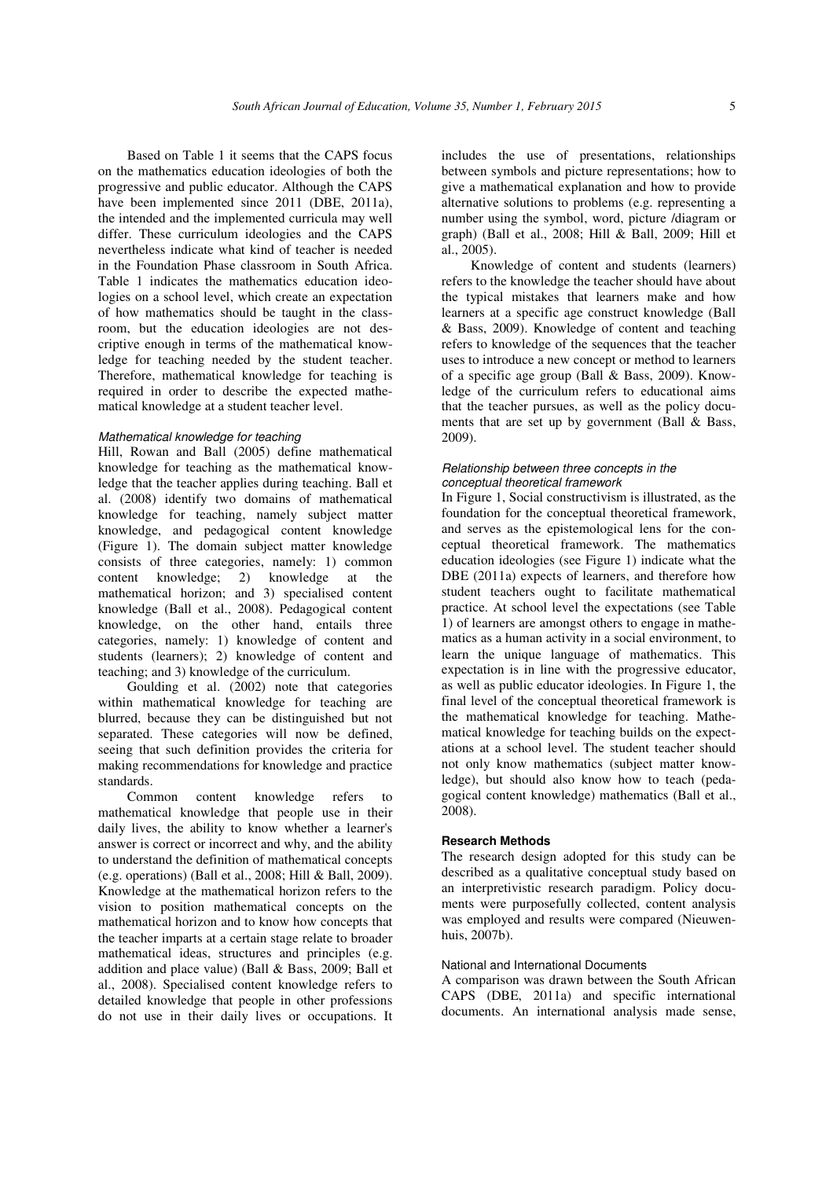Based on Table 1 it seems that the CAPS focus on the mathematics education ideologies of both the progressive and public educator. Although the CAPS have been implemented since 2011 (DBE, 2011a), the intended and the implemented curricula may well differ. These curriculum ideologies and the CAPS nevertheless indicate what kind of teacher is needed in the Foundation Phase classroom in South Africa. Table 1 indicates the mathematics education ideologies on a school level, which create an expectation of how mathematics should be taught in the classroom, but the education ideologies are not descriptive enough in terms of the mathematical knowledge for teaching needed by the student teacher. Therefore, mathematical knowledge for teaching is required in order to describe the expected mathematical knowledge at a student teacher level.

#### *Mathematical knowledge for teaching*

Hill, Rowan and Ball (2005) define mathematical knowledge for teaching as the mathematical knowledge that the teacher applies during teaching. Ball et al. (2008) identify two domains of mathematical knowledge for teaching, namely subject matter knowledge, and pedagogical content knowledge (Figure 1). The domain subject matter knowledge consists of three categories, namely: 1) common content knowledge; 2) knowledge at the mathematical horizon; and 3) specialised content knowledge (Ball et al., 2008). Pedagogical content knowledge, on the other hand, entails three categories, namely: 1) knowledge of content and students (learners); 2) knowledge of content and teaching; and 3) knowledge of the curriculum.

Goulding et al. (2002) note that categories within mathematical knowledge for teaching are blurred, because they can be distinguished but not separated. These categories will now be defined, seeing that such definition provides the criteria for making recommendations for knowledge and practice standards.

Common content knowledge refers to mathematical knowledge that people use in their daily lives, the ability to know whether a learner's answer is correct or incorrect and why, and the ability to understand the definition of mathematical concepts (e.g. operations) (Ball et al., 2008; Hill & Ball, 2009). Knowledge at the mathematical horizon refers to the vision to position mathematical concepts on the mathematical horizon and to know how concepts that the teacher imparts at a certain stage relate to broader mathematical ideas, structures and principles (e.g. addition and place value) (Ball & Bass, 2009; Ball et al., 2008). Specialised content knowledge refers to detailed knowledge that people in other professions do not use in their daily lives or occupations. It includes the use of presentations, relationships between symbols and picture representations; how to give a mathematical explanation and how to provide alternative solutions to problems (e.g. representing a number using the symbol, word, picture /diagram or graph) (Ball et al., 2008; Hill & Ball, 2009; Hill et al., 2005).

Knowledge of content and students (learners) refers to the knowledge the teacher should have about the typical mistakes that learners make and how learners at a specific age construct knowledge (Ball & Bass, 2009). Knowledge of content and teaching refers to knowledge of the sequences that the teacher uses to introduce a new concept or method to learners of a specific age group (Ball & Bass, 2009). Knowledge of the curriculum refers to educational aims that the teacher pursues, as well as the policy documents that are set up by government (Ball & Bass, 2009).

#### *Relationship between three concepts in the conceptual theoretical framework*

In Figure 1, Social constructivism is illustrated, as the foundation for the conceptual theoretical framework, and serves as the epistemological lens for the conceptual theoretical framework. The mathematics education ideologies (see Figure 1) indicate what the DBE (2011a) expects of learners, and therefore how student teachers ought to facilitate mathematical practice. At school level the expectations (see Table 1) of learners are amongst others to engage in mathematics as a human activity in a social environment, to learn the unique language of mathematics. This expectation is in line with the progressive educator, as well as public educator ideologies. In Figure 1, the final level of the conceptual theoretical framework is the mathematical knowledge for teaching. Mathematical knowledge for teaching builds on the expectations at a school level. The student teacher should not only know mathematics (subject matter knowledge), but should also know how to teach (pedagogical content knowledge) mathematics (Ball et al., 2008).

## **Research Methods**

The research design adopted for this study can be described as a qualitative conceptual study based on an interpretivistic research paradigm. Policy documents were purposefully collected, content analysis was employed and results were compared (Nieuwenhuis, 2007b).

### National and International Documents

A comparison was drawn between the South African CAPS (DBE, 2011a) and specific international documents. An international analysis made sense,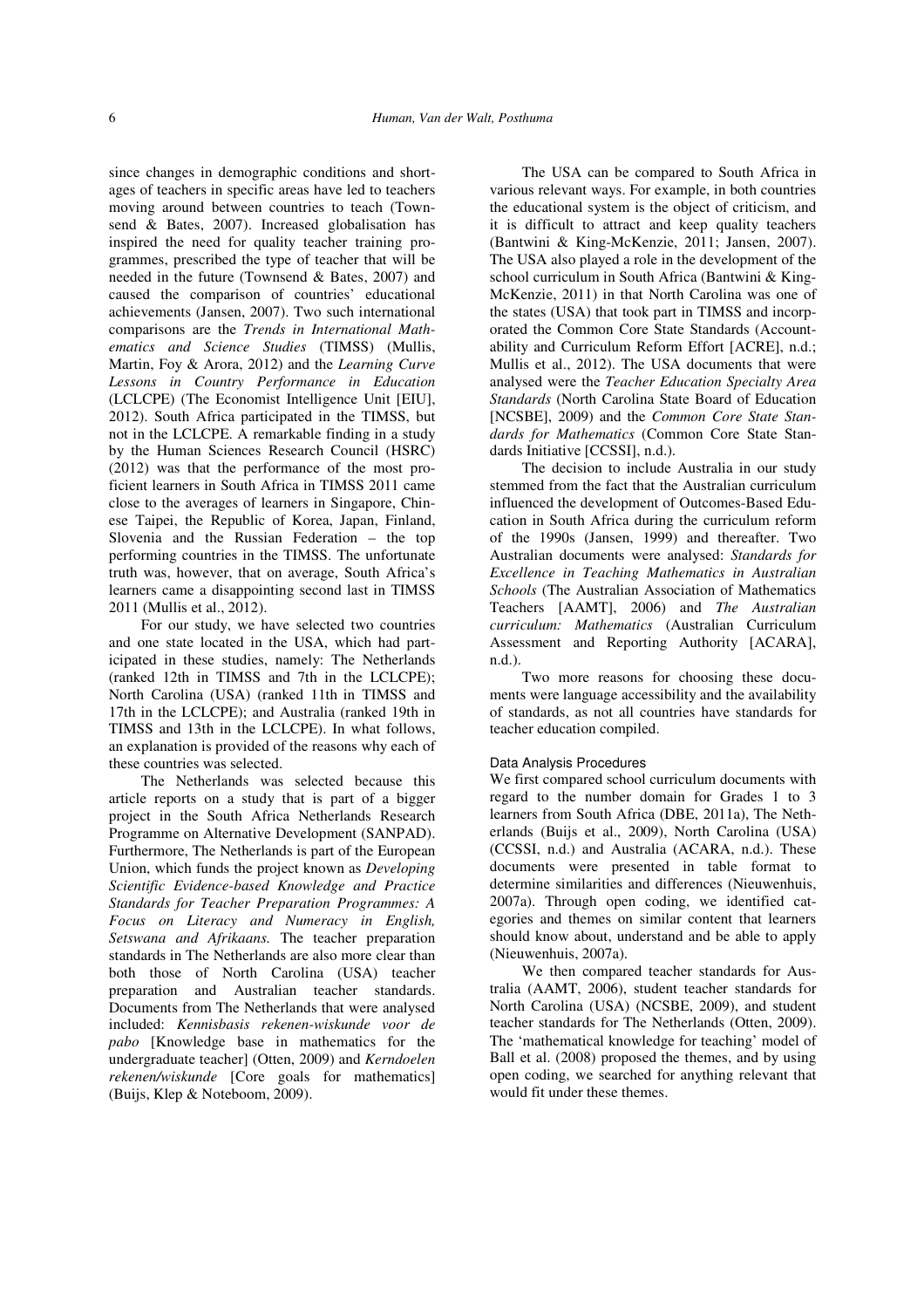since changes in demographic conditions and shortages of teachers in specific areas have led to teachers moving around between countries to teach (Townsend & Bates, 2007). Increased globalisation has inspired the need for quality teacher training programmes, prescribed the type of teacher that will be needed in the future (Townsend & Bates, 2007) and caused the comparison of countries' educational achievements (Jansen, 2007). Two such international comparisons are the *Trends in International Mathematics and Science Studies* (TIMSS) (Mullis, Martin, Foy & Arora, 2012) and the *Learning Curve Lessons in Country Performance in Education* (LCLCPE) (The Economist Intelligence Unit [EIU], 2012). South Africa participated in the TIMSS, but not in the LCLCPE. A remarkable finding in a study by the Human Sciences Research Council (HSRC) (2012) was that the performance of the most proficient learners in South Africa in TIMSS 2011 came close to the averages of learners in Singapore, Chinese Taipei, the Republic of Korea, Japan, Finland, Slovenia and the Russian Federation – the top performing countries in the TIMSS. The unfortunate truth was, however, that on average, South Africa's learners came a disappointing second last in TIMSS 2011 (Mullis et al., 2012).

For our study, we have selected two countries and one state located in the USA, which had participated in these studies, namely: The Netherlands (ranked 12th in TIMSS and 7th in the LCLCPE); North Carolina (USA) (ranked 11th in TIMSS and 17th in the LCLCPE); and Australia (ranked 19th in TIMSS and 13th in the LCLCPE). In what follows, an explanation is provided of the reasons why each of these countries was selected.

The Netherlands was selected because this article reports on a study that is part of a bigger project in the South Africa Netherlands Research Programme on Alternative Development (SANPAD). Furthermore, The Netherlands is part of the European Union, which funds the project known as *Developing Scientific Evidence-based Knowledge and Practice Standards for Teacher Preparation Programmes: A Focus on Literacy and Numeracy in English, Setswana and Afrikaans.* The teacher preparation standards in The Netherlands are also more clear than both those of North Carolina (USA) teacher preparation and Australian teacher standards. Documents from The Netherlands that were analysed included: *Kennisbasis rekenen-wiskunde voor de pabo* [Knowledge base in mathematics for the undergraduate teacher] (Otten, 2009) and *Kerndoelen rekenen/wiskunde* [Core goals for mathematics] (Buijs, Klep & Noteboom, 2009).

The USA can be compared to South Africa in various relevant ways. For example, in both countries the educational system is the object of criticism, and it is difficult to attract and keep quality teachers (Bantwini & King-McKenzie, 2011; Jansen, 2007). The USA also played a role in the development of the school curriculum in South Africa (Bantwini & King-McKenzie, 2011) in that North Carolina was one of the states (USA) that took part in TIMSS and incorporated the Common Core State Standards (Accountability and Curriculum Reform Effort [ACRE], n.d.; Mullis et al., 2012). The USA documents that were analysed were the *Teacher Education Specialty Area Standards* (North Carolina State Board of Education [NCSBE], 2009) and the *Common Core State Standards for Mathematics* (Common Core State Standards Initiative [CCSSI], n.d.).

The decision to include Australia in our study stemmed from the fact that the Australian curriculum influenced the development of Outcomes-Based Education in South Africa during the curriculum reform of the 1990s (Jansen, 1999) and thereafter. Two Australian documents were analysed: *Standards for Excellence in Teaching Mathematics in Australian Schools* (The Australian Association of Mathematics Teachers [AAMT], 2006) and *The Australian curriculum: Mathematics* (Australian Curriculum Assessment and Reporting Authority [ACARA], n.d.).

Two more reasons for choosing these documents were language accessibility and the availability of standards, as not all countries have standards for teacher education compiled.

### Data Analysis Procedures

We first compared school curriculum documents with regard to the number domain for Grades 1 to 3 learners from South Africa (DBE, 2011a), The Netherlands (Buijs et al., 2009), North Carolina (USA) (CCSSI, n.d.) and Australia (ACARA, n.d.). These documents were presented in table format to determine similarities and differences (Nieuwenhuis, 2007a). Through open coding, we identified categories and themes on similar content that learners should know about, understand and be able to apply (Nieuwenhuis, 2007a).

We then compared teacher standards for Australia (AAMT, 2006), student teacher standards for North Carolina (USA) (NCSBE, 2009), and student teacher standards for The Netherlands (Otten, 2009). The 'mathematical knowledge for teaching' model of Ball et al. (2008) proposed the themes, and by using open coding, we searched for anything relevant that would fit under these themes.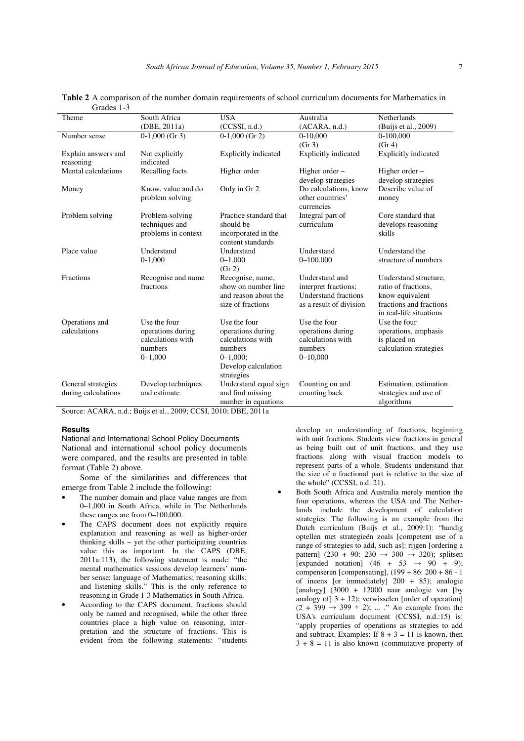**Table 2** A comparison of the number domain requirements of school curriculum documents for Mathematics in Grades 1-3

| Theme | South Africa (DBE, 2011a) | USA (CCSSI, n.d.) | Australia (ACARA, n.d.) | Netherlands (Buijs et al., 2009) |
|---|---|---|---|---|
| Number sense | 0-1,000 (Gr 3) | 0-1,000 (Gr 2) | 0-10,000 (Gr 3) | 0-100,000 (Gr 4) |
| Explain answers and reasoning | Not explicitly indicated | Explicitly indicated | Explicitly indicated | Explicitly indicated |
| Mental calculations | Recalling facts | Higher order | Higher order – develop strategies | Higher order – develop strategies |
| Money | Know, value and do problem solving | Only in Gr 2 | Do calculations, know other countries' currencies | Describe value of money |
| Problem solving | Problem-solving techniques and problems in context | Practice standard that should be incorporated in the content standards | Integral part of curriculum | Core standard that develops reasoning skills |
| Place value | Understand 0-1,000 | Understand 0–1,000 (Gr 2) | Understand 0–100,000 | Understand the structure of numbers |
| Fractions | Recognise and name fractions | Recognise, name, show on number line and reason about the size of fractions | Understand and interpret fractions; Understand fractions as a result of division | Understand structure, ratio of fractions, know equivalent fractions and fractions in real-life situations |
| Operations and calculations | Use the four operations during calculations with numbers 0–1,000 | Use the four operations during calculations with numbers 0–1,000; Develop calculation strategies | Use the four operations during calculations with numbers 0–10,000 | Use the four operations, emphasis is placed on calculation strategies |
| General strategies during calculations | Develop techniques and estimate | Understand equal sign and find missing number in equations | Counting on and counting back | Estimation, estimation strategies and use of algorithms |

Source: ACARA, n.d.; Buijs et al., 2009; CCSI, 2010; DBE, 2011a

## Results

### National and International School Policy Documents

National and international school policy documents were compared, and the results are presented in table format (Table 2) above.

Some of the similarities and differences that emerge from Table 2 include the following:

- The number domain and place value ranges are from 0–1,000 in South Africa, while in The Netherlands these ranges are from 0–100,000.
- The CAPS document does not explicitly require explanation and reasoning as well as higher-order thinking skills – yet the other participating countries value this as important. In the CAPS (DBE, 2011a:113), the following statement is made: "the mental mathematics sessions develop learners' number sense; language of Mathematics; reasoning skills; and listening skills." This is the only reference to reasoning in Grade 1-3 Mathematics in South Africa.
- According to the CAPS document, fractions should only be named and recognised, while the other three countries place a high value on reasoning, interpretation and the structure of fractions. This is evident from the following statements: "students develop an understanding of fractions, beginning with unit fractions. Students view fractions in general as being built out of unit fractions, and they use fractions along with visual fraction models to represent parts of a whole. Students understand that the size of a fractional part is relative to the size of the whole" (CCSSI, n.d.:21).
- Both South Africa and Australia merely mention the four operations, whereas the USA and The Netherlands include the development of calculation strategies. The following is an example from the Dutch curriculum (Buijs et al., 2009:1): "handig optellen met strategieën zoals [competent use of a range of strategies to add, such as]: rijgen [ordering a pattern] ($230 + 90$: $230 \rightarrow 300 \rightarrow 320$); splitsen [expanded notation] ($46 + 53 \rightarrow 90 + 9$); compenseren [compensating], ($199 + 86$: $200 + 86 - 1$ of ineens [or immediately] $200 + 85$); analogie [analogy] ($3000 + 12000$ naar analogie van [by analogy of] $3 + 12$); verwisselen [order of operation] ($2 + 399 \rightarrow 399 + 2$); ... ." An example from the USA's curriculum document (CCSSI, n.d.:15) is: "apply properties of operations as strategies to add and subtract. Examples: If $8 + 3 = 11$ is known, then $3 + 8 = 11$ is also known (commutative property of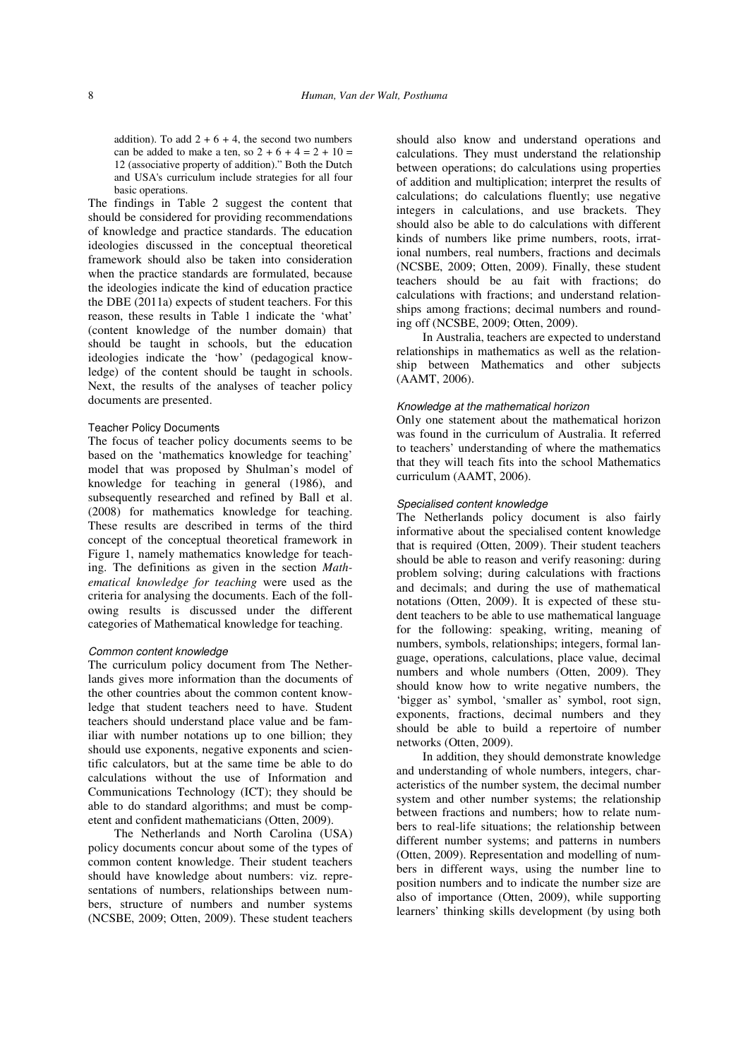addition). To add $2 + 6 + 4$, the second two numbers can be added to make a ten, so $2 + 6 + 4 = 2 + 10 = 12$ (associative property of addition)." Both the Dutch and USA's curriculum include strategies for all four basic operations.

The findings in Table 2 suggest the content that should be considered for providing recommendations of knowledge and practice standards. The education ideologies discussed in the conceptual theoretical framework should also be taken into consideration when the practice standards are formulated, because the ideologies indicate the kind of education practice the DBE (2011a) expects of student teachers. For this reason, these results in Table 1 indicate the 'what' (content knowledge of the number domain) that should be taught in schools, but the education ideologies indicate the 'how' (pedagogical knowledge) of the content should be taught in schools. Next, the results of the analyses of teacher policy documents are presented.

### Teacher Policy Documents

The focus of teacher policy documents seems to be based on the 'mathematics knowledge for teaching' model that was proposed by Shulman's model of knowledge for teaching in general (1986), and subsequently researched and refined by Ball et al. (2008) for mathematics knowledge for teaching. These results are described in terms of the third concept of the conceptual theoretical framework in Figure 1, namely mathematics knowledge for teaching. The definitions as given in the section *Mathematical knowledge for teaching* were used as the criteria for analysing the documents. Each of the following results is discussed under the different categories of Mathematical knowledge for teaching.

#### *Common content knowledge*

The curriculum policy document from The Netherlands gives more information than the documents of the other countries about the common content knowledge that student teachers need to have. Student teachers should understand place value and be familiar with number notations up to one billion; they should use exponents, negative exponents and scientific calculators, but at the same time be able to do calculations without the use of Information and Communications Technology (ICT); they should be able to do standard algorithms; and must be competent and confident mathematicians (Otten, 2009).

The Netherlands and North Carolina (USA) policy documents concur about some of the types of common content knowledge. Their student teachers should have knowledge about numbers: viz. representations of numbers, relationships between numbers, structure of numbers and number systems (NCSBE, 2009; Otten, 2009). These student teachers should also know and understand operations and calculations. They must understand the relationship between operations; do calculations using properties of addition and multiplication; interpret the results of calculations; do calculations fluently; use negative integers in calculations, and use brackets. They should also be able to do calculations with different kinds of numbers like prime numbers, roots, irrational numbers, real numbers, fractions and decimals (NCSBE, 2009; Otten, 2009). Finally, these student teachers should be au fait with fractions; do calculations with fractions; and understand relationships among fractions; decimal numbers and rounding off (NCSBE, 2009; Otten, 2009).

In Australia, teachers are expected to understand relationships in mathematics as well as the relationship between Mathematics and other subjects (AAMT, 2006).

#### *Knowledge at the mathematical horizon*

Only one statement about the mathematical horizon was found in the curriculum of Australia. It referred to teachers' understanding of where the mathematics that they will teach fits into the school Mathematics curriculum (AAMT, 2006).

#### *Specialised content knowledge*

The Netherlands policy document is also fairly informative about the specialised content knowledge that is required (Otten, 2009). Their student teachers should be able to reason and verify reasoning: during problem solving; during calculations with fractions and decimals; and during the use of mathematical notations (Otten, 2009). It is expected of these student teachers to be able to use mathematical language for the following: speaking, writing, meaning of numbers, symbols, relationships; integers, formal language, operations, calculations, place value, decimal numbers and whole numbers (Otten, 2009). They should know how to write negative numbers, the 'bigger as' symbol, 'smaller as' symbol, root sign, exponents, fractions, decimal numbers and they should be able to build a repertoire of number networks (Otten, 2009).

In addition, they should demonstrate knowledge and understanding of whole numbers, integers, characteristics of the number system, the decimal number system and other number systems; the relationship between fractions and numbers; how to relate numbers to real-life situations; the relationship between different number systems; and patterns in numbers (Otten, 2009). Representation and modelling of numbers in different ways, using the number line to position numbers and to indicate the number size are also of importance (Otten, 2009), while supporting learners' thinking skills development (by using both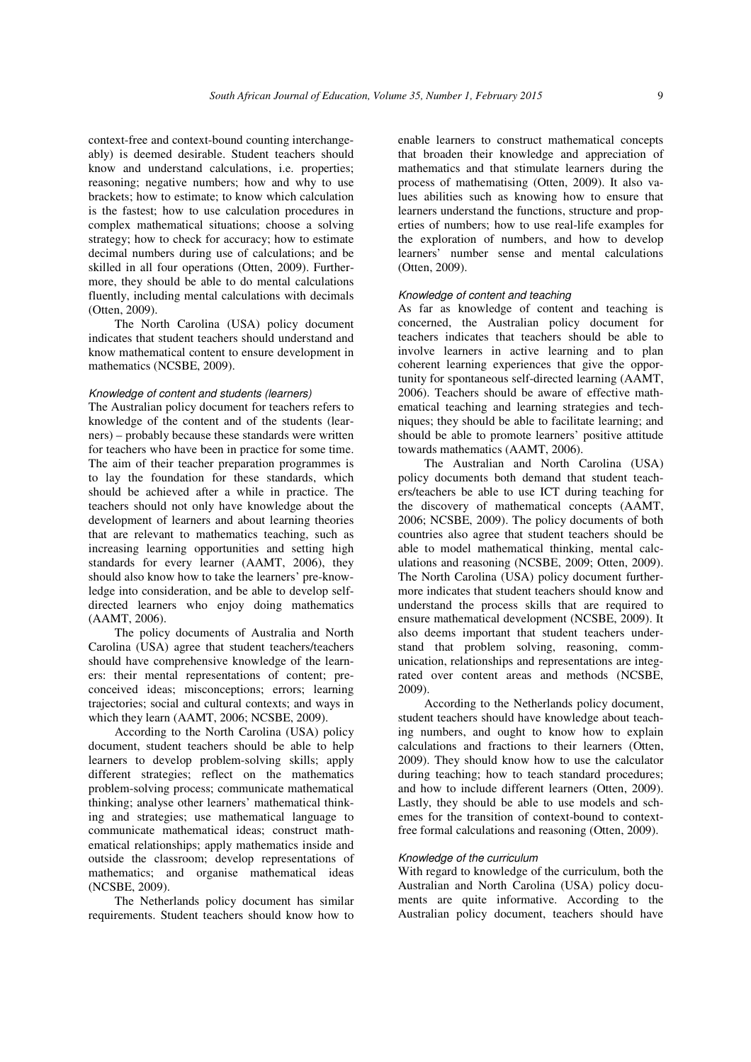context-free and context-bound counting interchangeably) is deemed desirable. Student teachers should know and understand calculations, i.e. properties; reasoning; negative numbers; how and why to use brackets; how to estimate; to know which calculation is the fastest; how to use calculation procedures in complex mathematical situations; choose a solving strategy; how to check for accuracy; how to estimate decimal numbers during use of calculations; and be skilled in all four operations (Otten, 2009). Furthermore, they should be able to do mental calculations fluently, including mental calculations with decimals (Otten, 2009).

The North Carolina (USA) policy document indicates that student teachers should understand and know mathematical content to ensure development in mathematics (NCSBE, 2009).

#### *Knowledge of content and students (learners)*

The Australian policy document for teachers refers to knowledge of the content and of the students (learners) – probably because these standards were written for teachers who have been in practice for some time. The aim of their teacher preparation programmes is to lay the foundation for these standards, which should be achieved after a while in practice. The teachers should not only have knowledge about the development of learners and about learning theories that are relevant to mathematics teaching, such as increasing learning opportunities and setting high standards for every learner (AAMT, 2006), they should also know how to take the learners' pre-knowledge into consideration, and be able to develop self-directed learners who enjoy doing mathematics (AAMT, 2006).

The policy documents of Australia and North Carolina (USA) agree that student teachers/teachers should have comprehensive knowledge of the learners: their mental representations of content; preconceived ideas; misconceptions; errors; learning trajectories; social and cultural contexts; and ways in which they learn (AAMT, 2006; NCSBE, 2009).

According to the North Carolina (USA) policy document, student teachers should be able to help learners to develop problem-solving skills; apply different strategies; reflect on the mathematics problem-solving process; communicate mathematical thinking; analyse other learners' mathematical thinking and strategies; use mathematical language to communicate mathematical ideas; construct mathematical relationships; apply mathematics inside and outside the classroom; develop representations of mathematics; and organise mathematical ideas (NCSBE, 2009).

The Netherlands policy document has similar requirements. Student teachers should know how to enable learners to construct mathematical concepts that broaden their knowledge and appreciation of mathematics and that stimulate learners during the process of mathematising (Otten, 2009). It also values abilities such as knowing how to ensure that learners understand the functions, structure and properties of numbers; how to use real-life examples for the exploration of numbers, and how to develop learners' number sense and mental calculations (Otten, 2009).

#### *Knowledge of content and teaching*

As far as knowledge of content and teaching is concerned, the Australian policy document for teachers indicates that teachers should be able to involve learners in active learning and to plan coherent learning experiences that give the opportunity for spontaneous self-directed learning (AAMT, 2006). Teachers should be aware of effective mathematical teaching and learning strategies and techniques; they should be able to facilitate learning; and should be able to promote learners' positive attitude towards mathematics (AAMT, 2006).

The Australian and North Carolina (USA) policy documents both demand that student teachers/teachers be able to use ICT during teaching for the discovery of mathematical concepts (AAMT, 2006; NCSBE, 2009). The policy documents of both countries also agree that student teachers should be able to model mathematical thinking, mental calculations and reasoning (NCSBE, 2009; Otten, 2009). The North Carolina (USA) policy document furthermore indicates that student teachers should know and understand the process skills that are required to ensure mathematical development (NCSBE, 2009). It also deems important that student teachers understand that problem solving, reasoning, communication, relationships and representations are integrated over content areas and methods (NCSBE, 2009).

According to the Netherlands policy document, student teachers should have knowledge about teaching numbers, and ought to know how to explain calculations and fractions to their learners (Otten, 2009). They should know how to use the calculator during teaching; how to teach standard procedures; and how to include different learners (Otten, 2009). Lastly, they should be able to use models and schemes for the transition of context-bound to context-free formal calculations and reasoning (Otten, 2009).

#### *Knowledge of the curriculum*

With regard to knowledge of the curriculum, both the Australian and North Carolina (USA) policy documents are quite informative. According to the Australian policy document, teachers should have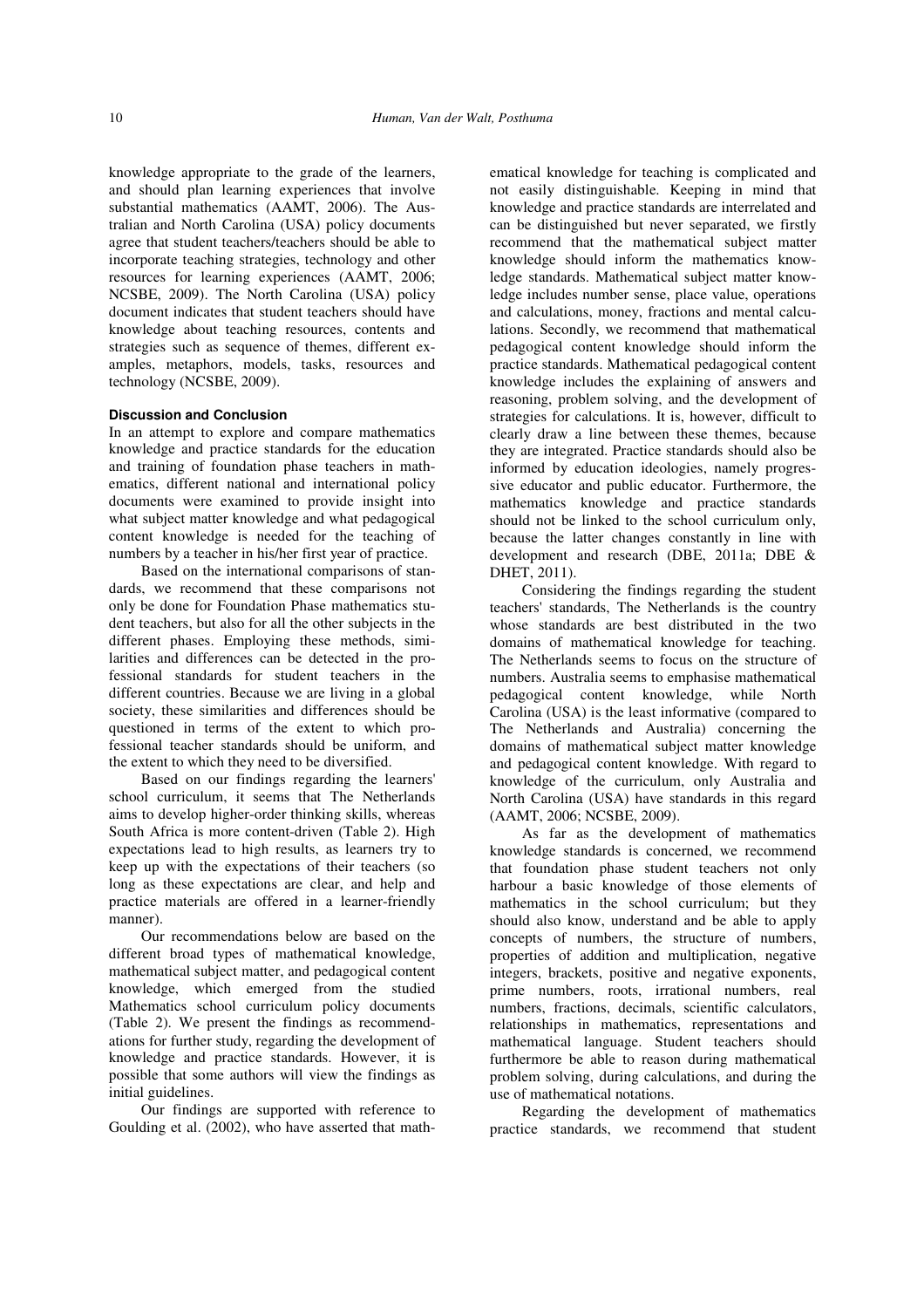knowledge appropriate to the grade of the learners, and should plan learning experiences that involve substantial mathematics (AAMT, 2006). The Australian and North Carolina (USA) policy documents agree that student teachers/teachers should be able to incorporate teaching strategies, technology and other resources for learning experiences (AAMT, 2006; NCSBE, 2009). The North Carolina (USA) policy document indicates that student teachers should have knowledge about teaching resources, contents and strategies such as sequence of themes, different examples, metaphors, models, tasks, resources and technology (NCSBE, 2009).

### Discussion and Conclusion

In an attempt to explore and compare mathematics knowledge and practice standards for the education and training of foundation phase teachers in mathematics, different national and international policy documents were examined to provide insight into what subject matter knowledge and what pedagogical content knowledge is needed for the teaching of numbers by a teacher in his/her first year of practice.

Based on the international comparisons of standards, we recommend that these comparisons not only be done for Foundation Phase mathematics student teachers, but also for all the other subjects in the different phases. Employing these methods, similarities and differences can be detected in the professional standards for student teachers in the different countries. Because we are living in a global society, these similarities and differences should be questioned in terms of the extent to which professional teacher standards should be uniform, and the extent to which they need to be diversified.

Based on our findings regarding the learners' school curriculum, it seems that The Netherlands aims to develop higher-order thinking skills, whereas South Africa is more content-driven (Table 2). High expectations lead to high results, as learners try to keep up with the expectations of their teachers (so long as these expectations are clear, and help and practice materials are offered in a learner-friendly manner).

Our recommendations below are based on the different broad types of mathematical knowledge, mathematical subject matter, and pedagogical content knowledge, which emerged from the studied Mathematics school curriculum policy documents (Table 2). We present the findings as recommendations for further study, regarding the development of knowledge and practice standards. However, it is possible that some authors will view the findings as initial guidelines.

Our findings are supported with reference to Goulding et al. (2002), who have asserted that mathematical knowledge for teaching is complicated and not easily distinguishable. Keeping in mind that knowledge and practice standards are interrelated and can be distinguished but never separated, we firstly recommend that the mathematical subject matter knowledge should inform the mathematics knowledge standards. Mathematical subject matter knowledge includes number sense, place value, operations and calculations, money, fractions and mental calculations. Secondly, we recommend that mathematical pedagogical content knowledge should inform the practice standards. Mathematical pedagogical content knowledge includes the explaining of answers and reasoning, problem solving, and the development of strategies for calculations. It is, however, difficult to clearly draw a line between these themes, because they are integrated. Practice standards should also be informed by education ideologies, namely progressive educator and public educator. Furthermore, the mathematics knowledge and practice standards should not be linked to the school curriculum only, because the latter changes constantly in line with development and research (DBE, 2011a; DBE & DHET, 2011).

Considering the findings regarding the student teachers' standards, The Netherlands is the country whose standards are best distributed in the two domains of mathematical knowledge for teaching. The Netherlands seems to focus on the structure of numbers. Australia seems to emphasise mathematical pedagogical content knowledge, while North Carolina (USA) is the least informative (compared to The Netherlands and Australia) concerning the domains of mathematical subject matter knowledge and pedagogical content knowledge. With regard to knowledge of the curriculum, only Australia and North Carolina (USA) have standards in this regard (AAMT, 2006; NCSBE, 2009).

As far as the development of mathematics knowledge standards is concerned, we recommend that foundation phase student teachers not only harbour a basic knowledge of those elements of mathematics in the school curriculum; but they should also know, understand and be able to apply concepts of numbers, the structure of numbers, properties of addition and multiplication, negative integers, brackets, positive and negative exponents, prime numbers, roots, irrational numbers, real numbers, fractions, decimals, scientific calculators, relationships in mathematics, representations and mathematical language. Student teachers should furthermore be able to reason during mathematical problem solving, during calculations, and during the use of mathematical notations.

Regarding the development of mathematics practice standards, we recommend that student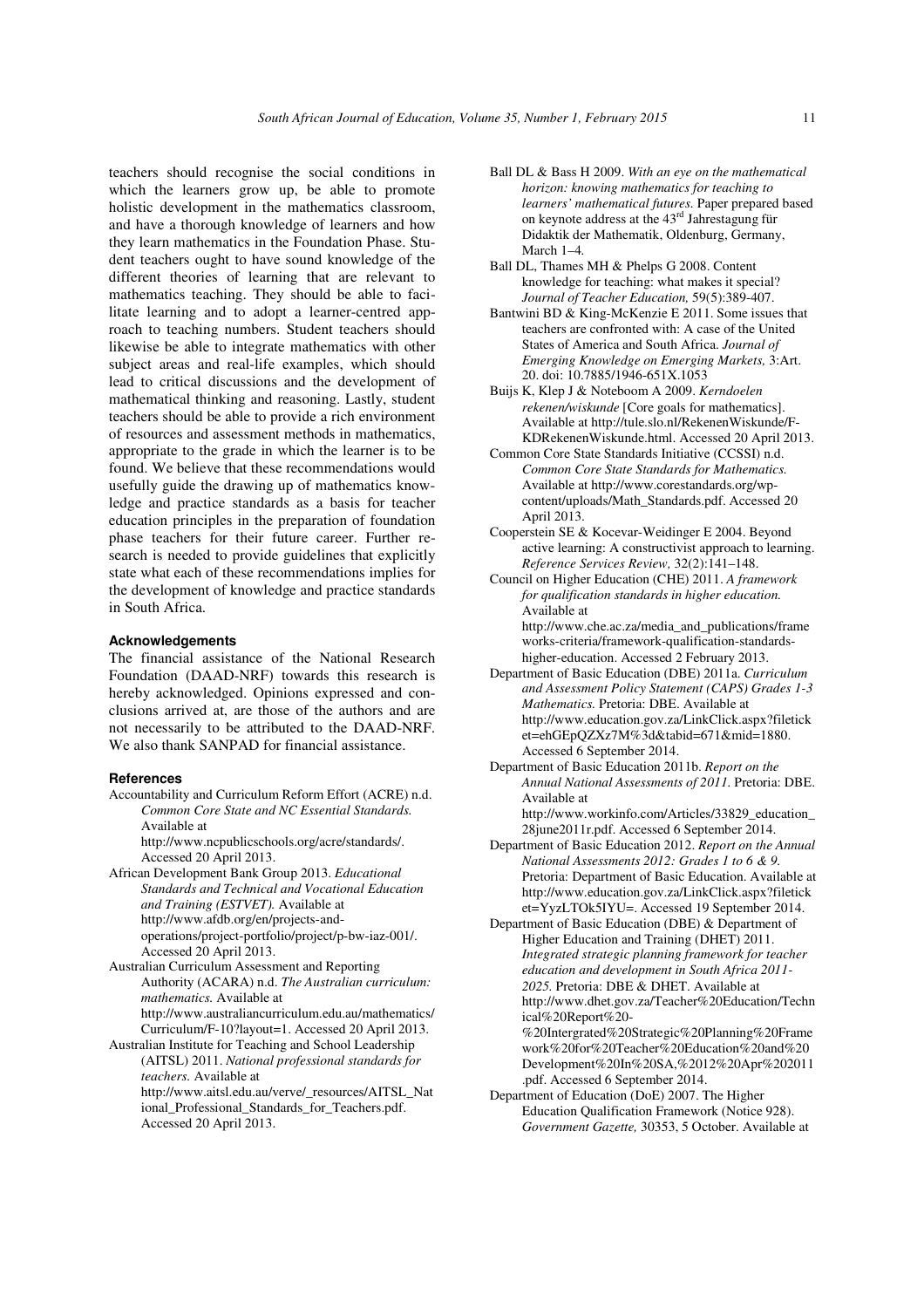teachers should recognise the social conditions in which the learners grow up, be able to promote holistic development in the mathematics classroom, and have a thorough knowledge of learners and how they learn mathematics in the Foundation Phase. Student teachers ought to have sound knowledge of the different theories of learning that are relevant to mathematics teaching. They should be able to facilitate learning and to adopt a learner-centred approach to teaching numbers. Student teachers should likewise be able to integrate mathematics with other subject areas and real-life examples, which should lead to critical discussions and the development of mathematical thinking and reasoning. Lastly, student teachers should be able to provide a rich environment of resources and assessment methods in mathematics, appropriate to the grade in which the learner is to be found. We believe that these recommendations would usefully guide the drawing up of mathematics knowledge and practice standards as a basis for teacher education principles in the preparation of foundation phase teachers for their future career. Further research is needed to provide guidelines that explicitly state what each of these recommendations implies for the development of knowledge and practice standards in South Africa.

#### Acknowledgements

The financial assistance of the National Research Foundation (DAAD-NRF) towards this research is hereby acknowledged. Opinions expressed and conclusions arrived at, are those of the authors and are not necessarily to be attributed to the DAAD-NRF. We also thank SANPAD for financial assistance.

#### References

Accountability and Curriculum Reform Effort (ACRE) n.d. *Common Core State and NC Essential Standards.* Available at http://www.ncpublicschools.org/acre/standards/. Accessed 20 April 2013.

African Development Bank Group 2013. *Educational Standards and Technical and Vocational Education and Training (ESTVET).* Available at http://www.afdb.org/en/projects-and-operations/project-portfolio/project/p-bw-iaz-001/. Accessed 20 April 2013.

Australian Curriculum Assessment and Reporting Authority (ACARA) n.d. *The Australian curriculum: mathematics.* Available at http://www.australiancurriculum.edu.au/mathematics/Curriculum/F-10?layout=1. Accessed 20 April 2013.

Australian Institute for Teaching and School Leadership (AITSL) 2011. *National professional standards for teachers.* Available at http://www.aitsl.edu.au/verve/_resources/AITSL_National_Professional_Standards_for_Teachers.pdf. Accessed 20 April 2013.

Ball DL & Bass H 2009. *With an eye on the mathematical horizon: knowing mathematics for teaching to learners' mathematical futures.* Paper prepared based on keynote address at the 43rd Jahrestagung für Didaktik der Mathematik, Oldenburg, Germany, March 1–4.

Ball DL, Thames MH & Phelps G 2008. Content knowledge for teaching: what makes it special? *Journal of Teacher Education,* 59(5):389-407.

Bantwini BD & King-McKenzie E 2011. Some issues that teachers are confronted with: A case of the United States of America and South Africa. *Journal of Emerging Knowledge on Emerging Markets,* 3:Art. 20. doi: 10.7885/1946-651X.1053

Buijs K, Klep J & Noteboom A 2009. *Kerndoelen rekenen/wiskunde* [Core goals for mathematics]. Available at http://tule.slo.nl/RekenenWiskunde/F-KDRekenenWiskunde.html. Accessed 20 April 2013.

Common Core State Standards Initiative (CCSSI) n.d. *Common Core State Standards for Mathematics.* Available at http://www.corestandards.org/wp-content/uploads/Math_Standards.pdf. Accessed 20 April 2013.

Cooperstein SE & Kocevar-Weidinger E 2004. Beyond active learning: A constructivist approach to learning. *Reference Services Review,* 32(2):141–148.

Council on Higher Education (CHE) 2011. *A framework for qualification standards in higher education.* Available at http://www.che.ac.za/media_and_publications/frameworks-criteria/framework-qualification-standards-higher-education. Accessed 2 February 2013.

Department of Basic Education (DBE) 2011a. *Curriculum and Assessment Policy Statement (CAPS) Grades 1-3 Mathematics.* Pretoria: DBE. Available at http://www.education.gov.za/LinkClick.aspx?fileticket=ehGEpQZXz7M%3d&tabid=671&mid=1880. Accessed 6 September 2014.

Department of Basic Education 2011b. *Report on the Annual National Assessments of 2011.* Pretoria: DBE. Available at http://www.workinfo.com/Articles/33829_education_28june2011r.pdf. Accessed 6 September 2014.

Department of Basic Education 2012. *Report on the Annual National Assessments 2012: Grades 1 to 6 & 9.* Pretoria: Department of Basic Education. Available at http://www.education.gov.za/LinkClick.aspx?fileticket=YyzLTOk5IYU=. Accessed 19 September 2014.

Department of Basic Education (DBE) & Department of Higher Education and Training (DHET) 2011. *Integrated strategic planning framework for teacher education and development in South Africa 2011-2025.* Pretoria: DBE & DHET. Available at http://www.dhet.gov.za/Teacher%20Education/Technical%20Report%20-%20Intergrated%20Strategic%20Planning%20Framework%20for%20Teacher%20Education%20and%20Development%20In%20SA,%2012%20Apr%202011.pdf. Accessed 6 September 2014.

Department of Education (DoE) 2007. The Higher Education Qualification Framework (Notice 928). *Government Gazette,* 30353, 5 October. Available at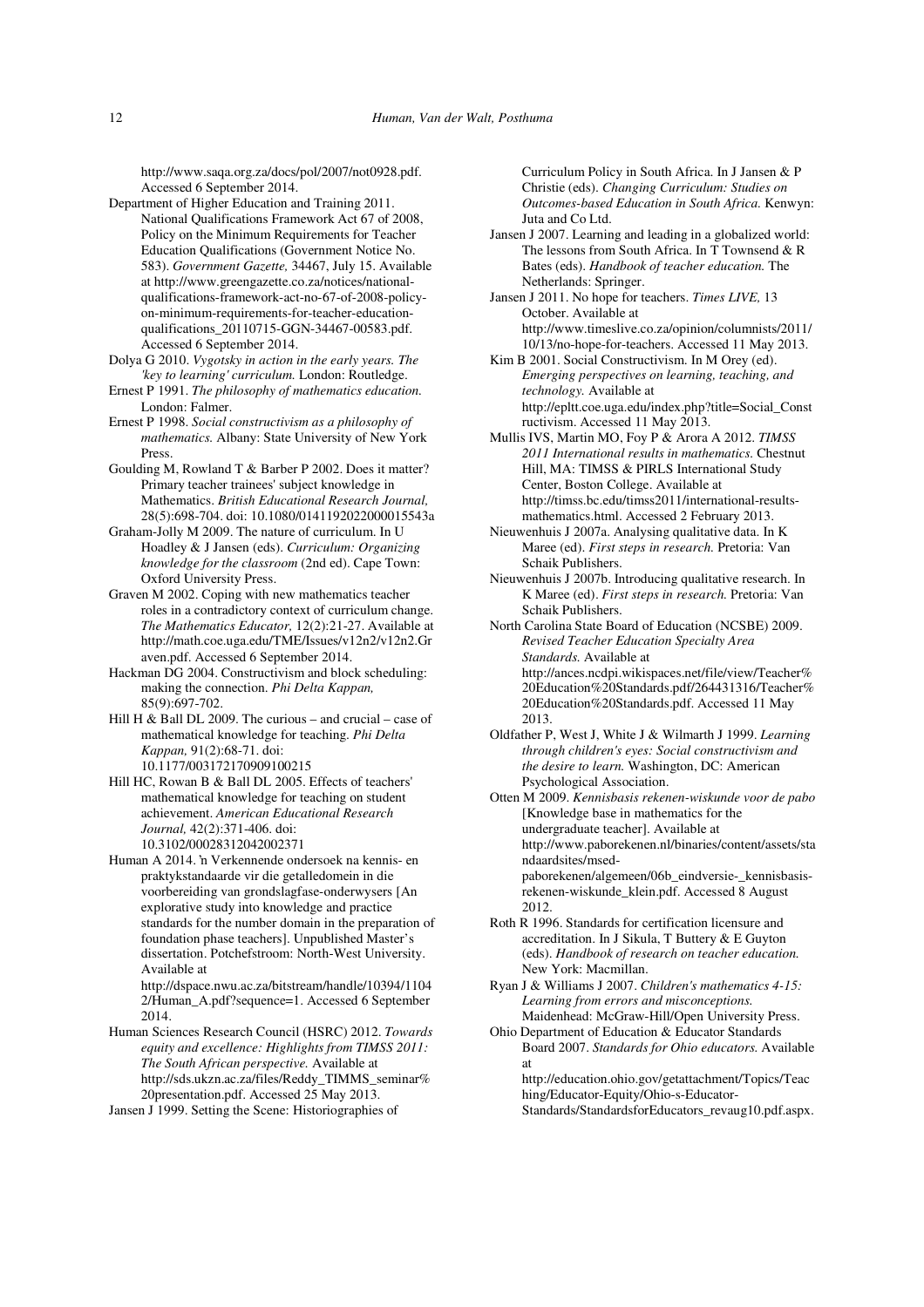http://www.saqa.org.za/docs/pol/2007/not0928.pdf. Accessed 6 September 2014.

Department of Higher Education and Training 2011. National Qualifications Framework Act 67 of 2008, Policy on the Minimum Requirements for Teacher Education Qualifications (Government Notice No. 583). *Government Gazette,* 34467, July 15. Available at http://www.greengazette.co.za/notices/national-qualifications-framework-act-no-67-of-2008-policy-on-minimum-requirements-for-teacher-education-qualifications_20110715-GGN-34467-00583.pdf. Accessed 6 September 2014.

Dolya G 2010. *Vygotsky in action in the early years. The 'key to learning' curriculum.* London: Routledge.

Ernest P 1991. *The philosophy of mathematics education.* London: Falmer.

Ernest P 1998. *Social constructivism as a philosophy of mathematics.* Albany: State University of New York Press.

Goulding M, Rowland T & Barber P 2002. Does it matter? Primary teacher trainees' subject knowledge in Mathematics. *British Educational Research Journal,* 28(5):698-704. doi: 10.1080/0141192022000015543a

Graham-Jolly M 2009. The nature of curriculum. In U Hoadley & J Jansen (eds). *Curriculum: Organizing knowledge for the classroom* (2nd ed). Cape Town: Oxford University Press.

Graven M 2002. Coping with new mathematics teacher roles in a contradictory context of curriculum change. *The Mathematics Educator,* 12(2):21-27. Available at http://math.coe.uga.edu/TME/Issues/v12n2/v12n2.Graven.pdf. Accessed 6 September 2014.

Hackman DG 2004. Constructivism and block scheduling: making the connection. *Phi Delta Kappan,* 85(9):697-702.

Hill H & Ball DL 2009. The curious – and crucial – case of mathematical knowledge for teaching. *Phi Delta Kappan,* 91(2):68-71. doi: 10.1177/003172170909100215

Hill HC, Rowan B & Ball DL 2005. Effects of teachers' mathematical knowledge for teaching on student achievement. *American Educational Research Journal,* 42(2):371-406. doi: 10.3102/00028312042002371

Human A 2014. 'n Verkennende ondersoek na kennis- en praktykstandaarde vir die getalledomein in die voorbereiding van grondslagfase-onderwysers [An explorative study into knowledge and practice standards for the number domain in the preparation of foundation phase teachers]. Unpublished Master's dissertation. Potchefstroom: North-West University. Available at http://dspace.nwu.ac.za/bitstream/handle/10394/11042/Human_A.pdf?sequence=1. Accessed 6 September 2014.

Human Sciences Research Council (HSRC) 2012. *Towards equity and excellence: Highlights from TIMSS 2011: The South African perspective.* Available at http://sds.ukzn.ac.za/files/Reddy_TIMMS_seminar%20presentation.pdf. Accessed 25 May 2013.

Jansen J 1999. Setting the Scene: Historiographies of Curriculum Policy in South Africa. In J Jansen & P Christie (eds). *Changing Curriculum: Studies on Outcomes-based Education in South Africa.* Kenwyn: Juta and Co Ltd.

Jansen J 2007. Learning and leading in a globalized world: The lessons from South Africa. In T Townsend & R Bates (eds). *Handbook of teacher education.* The Netherlands: Springer.

Jansen J 2011. No hope for teachers. *Times LIVE,* 13 October. Available at http://www.timeslive.co.za/opinion/columnists/2011/10/13/no-hope-for-teachers. Accessed 11 May 2013.

Kim B 2001. Social Constructivism. In M Orey (ed). *Emerging perspectives on learning, teaching, and technology.* Available at http://epltt.coe.uga.edu/index.php?title=Social_Constructivism. Accessed 11 May 2013.

Mullis IVS, Martin MO, Foy P & Arora A 2012. *TIMSS 2011 International results in mathematics.* Chestnut Hill, MA: TIMSS & PIRLS International Study Center, Boston College. Available at http://timss.bc.edu/timss2011/international-results-mathematics.html. Accessed 2 February 2013.

Nieuwenhuis J 2007a. Analysing qualitative data. In K Maree (ed). *First steps in research.* Pretoria: Van Schaik Publishers.

Nieuwenhuis J 2007b. Introducing qualitative research. In K Maree (ed). *First steps in research.* Pretoria: Van Schaik Publishers.

North Carolina State Board of Education (NCSBE) 2009. *Revised Teacher Education Specialty Area Standards.* Available at http://ances.ncdpi.wikispaces.net/file/view/Teacher%20Education%20Standards.pdf/264431316/Teacher%20Education%20Standards.pdf. Accessed 11 May 2013.

Oldfather P, West J, White J & Wilmarth J 1999. *Learning through children's eyes: Social constructivism and the desire to learn.* Washington, DC: American Psychological Association.

Otten M 2009. *Kennisbasis rekenen-wiskunde voor de pabo* [Knowledge base in mathematics for the undergraduate teacher]. Available at http://www.paborekenen.nl/binaries/content/assets/standaardsites/msed-paborekenen/algemeen/06b_eindversie-_kennisbasis-rekenen-wiskunde_klein.pdf. Accessed 8 August 2012.

Roth R 1996. Standards for certification licensure and accreditation. In J Sikula, T Buttery & E Guyton (eds). *Handbook of research on teacher education.* New York: Macmillan.

Ryan J & Williams J 2007. *Children's mathematics 4-15: Learning from errors and misconceptions.* Maidenhead: McGraw-Hill/Open University Press.

Ohio Department of Education & Educator Standards Board 2007. *Standards for Ohio educators.* Available at http://education.ohio.gov/getattachment/Topics/Teaching/Educator-Equity/Ohio-s-Educator-Standards/StandardsforEducators_revaug10.pdf.aspx.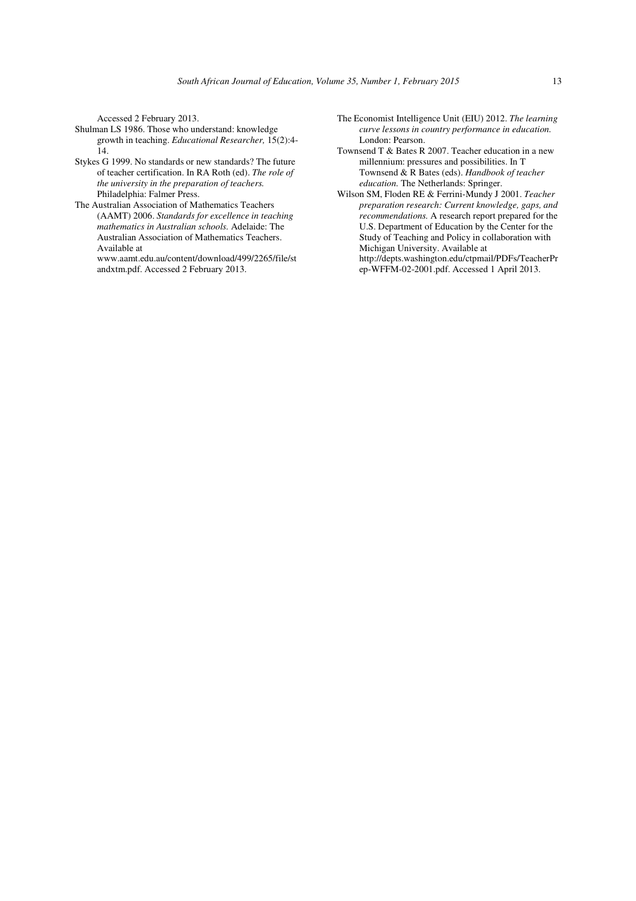Accessed 2 February 2013.

Shulman LS 1986. Those who understand: knowledge growth in teaching. *Educational Researcher,* 15(2):4-14.

Stykes G 1999. No standards or new standards? The future of teacher certification. In RA Roth (ed). *The role of the university in the preparation of teachers.* Philadelphia: Falmer Press.

The Australian Association of Mathematics Teachers (AAMT) 2006. *Standards for excellence in teaching mathematics in Australian schools.* Adelaide: The Australian Association of Mathematics Teachers. Available at www.aamt.edu.au/content/download/499/2265/file/standxtm.pdf. Accessed 2 February 2013.

The Economist Intelligence Unit (EIU) 2012. *The learning curve lessons in country performance in education.* London: Pearson.

Townsend T & Bates R 2007. Teacher education in a new millennium: pressures and possibilities. In T Townsend & R Bates (eds). *Handbook of teacher education.* The Netherlands: Springer.

Wilson SM, Floden RE & Ferrini-Mundy J 2001. *Teacher preparation research: Current knowledge, gaps, and recommendations.* A research report prepared for the U.S. Department of Education by the Center for the Study of Teaching and Policy in collaboration with Michigan University. Available at http://depts.washington.edu/ctpmail/PDFs/TeacherPrep-WFFM-02-2001.pdf. Accessed 1 April 2013.